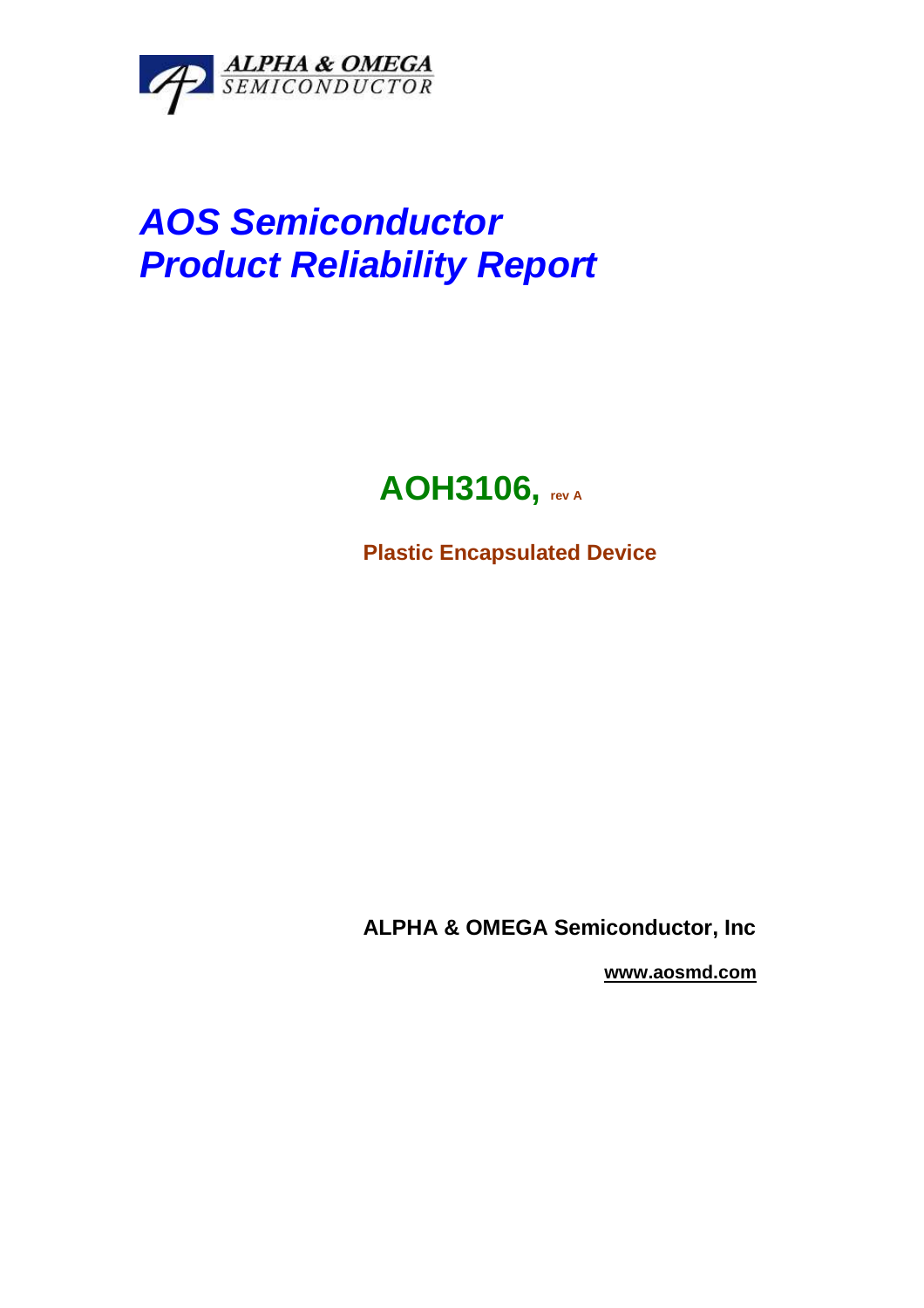ALPHA & OMEGA
SEMICONDUCTOR

# *AOS Semiconductor*
# *Product Reliability Report*

## AOH3106, rev A

**Plastic Encapsulated Device**

**ALPHA & OMEGA Semiconductor, Inc**

**www.aosmd.com**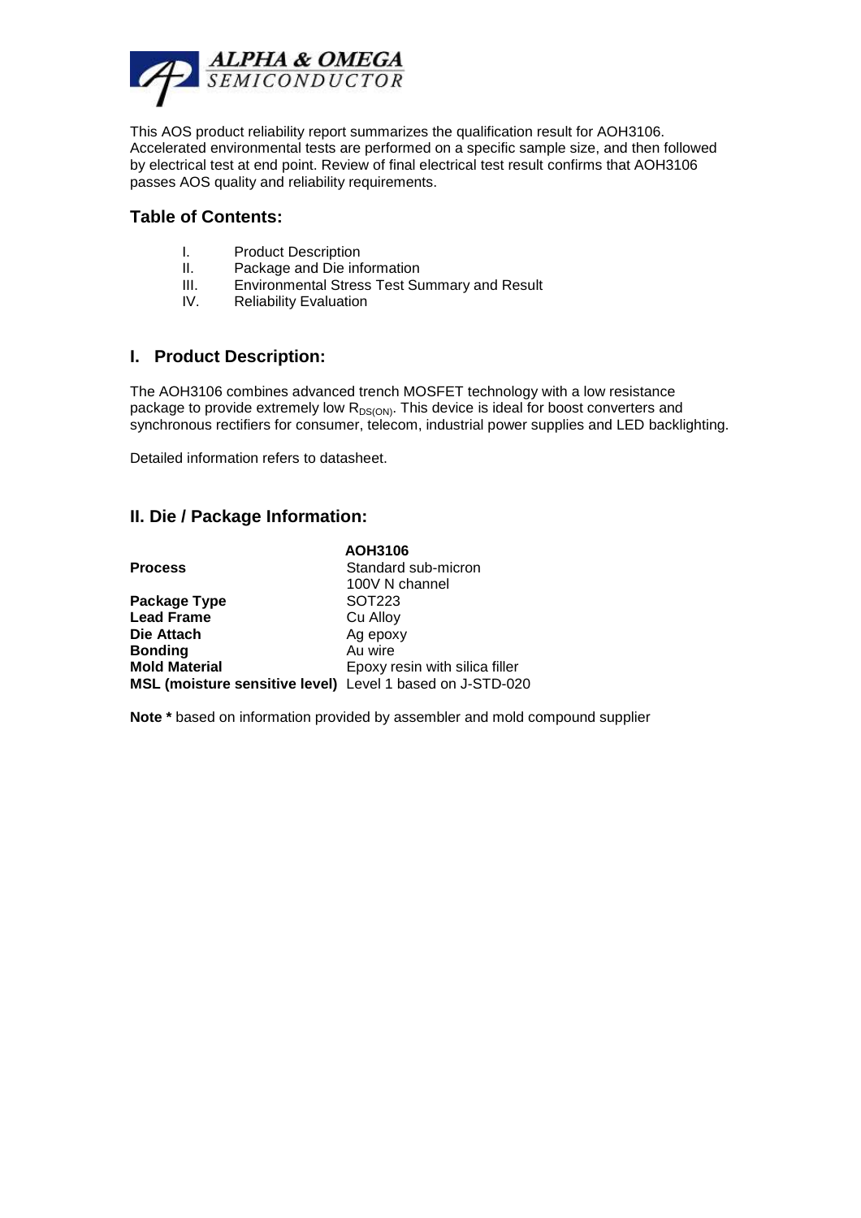This AOS product reliability report summarizes the qualification result for AOH3106. Accelerated environmental tests are performed on a specific sample size, and then followed by electrical test at end point. Review of final electrical test result confirms that AOH3106 passes AOS quality and reliability requirements.

## Table of Contents:

I. Product Description
II. Package and Die information
III. Environmental Stress Test Summary and Result
IV. Reliability Evaluation

## I. Product Description:

The AOH3106 combines advanced trench MOSFET technology with a low resistance package to provide extremely low $R_{DS(ON)}$. This device is ideal for boost converters and synchronous rectifiers for consumer, telecom, industrial power supplies and LED backlighting.

Detailed information refers to datasheet.

## II. Die / Package Information:

| | **AOH3106** |
|---|---|
| **Process** | Standard sub-micron 100V N channel |
| **Package Type** | SOT223 |
| **Lead Frame** | Cu Alloy |
| **Die Attach** | Ag epoxy |
| **Bonding** | Au wire |
| **Mold Material** | Epoxy resin with silica filler |
| **MSL (moisture sensitive level)** | Level 1 based on J-STD-020 |

**Note *** based on information provided by assembler and mold compound supplier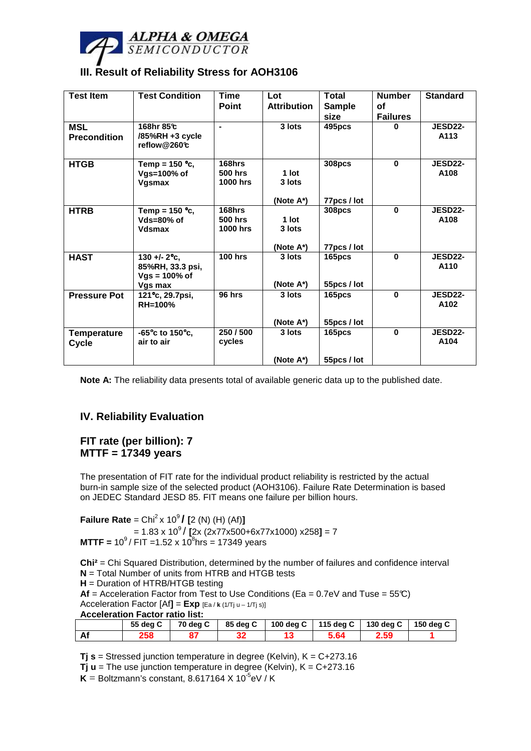## III. Result of Reliability Stress for AOH3106

| Test Item | Test Condition | Time Point | Lot Attribution | Total Sample size | Number of Failures | Standard |
|---|---|---|---|---|---|---|
| MSL Precondition | 168hr 85℃ /85%RH +3 cycle reflow@260℃ | - | 3 lots | 495pcs | 0 | JESD22-A113 |
| HTGB | Temp = 150 °c, Vgs=100% of Vgsmax | 168hrs 500 hrs 1000 hrs | 1 lot 3 lots (Note A*) | 308pcs 77pcs / lot | 0 | JESD22-A108 |
| HTRB | Temp = 150 °c, Vds=80% of Vdsmax | 168hrs 500 hrs 1000 hrs | 1 lot 3 lots (Note A*) | 308pcs 77pcs / lot | 0 | JESD22-A108 |
| HAST | 130 +/- 2°c, 85%RH, 33.3 psi, Vgs = 100% of Vgs max | 100 hrs | 3 lots (Note A*) | 165pcs 55pcs / lot | 0 | JESD22-A110 |
| Pressure Pot | 121°c, 29.7psi, RH=100% | 96 hrs | 3 lots (Note A*) | 165pcs 55pcs / lot | 0 | JESD22-A102 |
| Temperature Cycle | -65°c to 150°c, air to air | 250 / 500 cycles | 3 lots (Note A*) | 165pcs 55pcs / lot | 0 | JESD22-A104 |

**Note A:** The reliability data presents total of available generic data up to the published date.

## IV. Reliability Evaluation

### FIT rate (per billion): 7
### MTTF = 17349 years

The presentation of FIT rate for the individual product reliability is restricted by the actual burn-in sample size of the selected product (AOH3106). Failure Rate Determination is based on JEDEC Standard JESD 85. FIT means one failure per billion hours.

**Failure Rate** = $Chi^2 \times 10^9$ **/ [**2 (N) (H) (Af)**]**

= $1.83 \times 10^9$ **/ [**2x (2x77x500+6x77x1000) x258**]** = 7

**MTTF =** $10^9$ / FIT = $1.52 \times 10^8$hrs = 17349 years

**Chi²** = Chi Squared Distribution, determined by the number of failures and confidence interval
**N** = Total Number of units from HTRB and HTGB tests
**H** = Duration of HTRB/HTGB testing
**Af** = Acceleration Factor from Test to Use Conditions (Ea = 0.7eV and Tuse = 55℃)
Acceleration Factor [Af**]** = **Exp** [Ea / **k** (1/Tj u – 1/Tj s)]

**Acceleration Factor ratio list:**

| | 55 deg C | 70 deg C | 85 deg C | 100 deg C | 115 deg C | 130 deg C | 150 deg C |
|---|---|---|---|---|---|---|---|
| Af | 258 | 87 | 32 | 13 | 5.64 | 2.59 | 1 |

**Tj s** = Stressed junction temperature in degree (Kelvin), K = C+273.16
**Tj u** = The use junction temperature in degree (Kelvin), K = C+273.16
**K** = Boltzmann's constant, $8.617164 \times 10^{-5}$eV / K